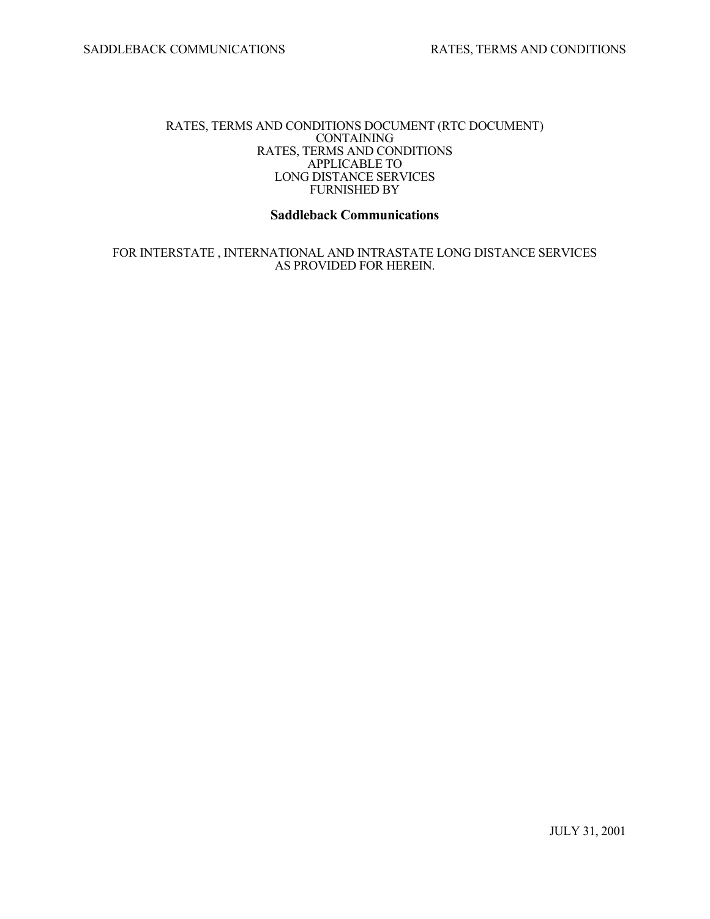RATES, TERMS AND CONDITIONS DOCUMENT (RTC DOCUMENT)
CONTAINING
RATES, TERMS AND CONDITIONS
APPLICABLE TO
LONG DISTANCE SERVICES
FURNISHED BY

**Saddleback Communications**

FOR INTERSTATE , INTERNATIONAL AND INTRASTATE LONG DISTANCE SERVICES
AS PROVIDED FOR HEREIN.

JULY 31, 2001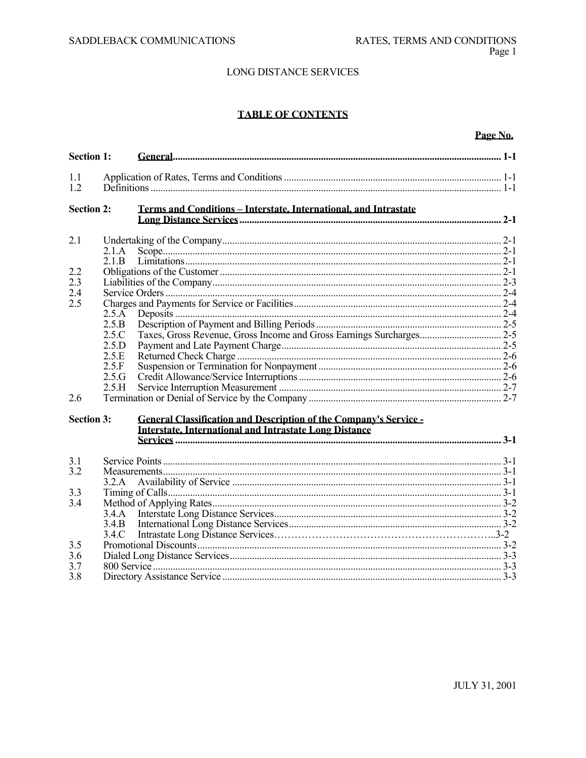LONG DISTANCE SERVICES

## TABLE OF CONTENTS

| | | Page No. |
|---|---|---|
| **Section 1:** | **General** | **1-1** |
| 1.1 | Application of Rates, Terms and Conditions | 1-1 |
| 1.2 | Definitions | 1-1 |
| **Section 2:** | **Terms and Conditions – Interstate, International, and Intrastate Long Distance Services** | **2-1** |
| 2.1 | Undertaking of the Company | 2-1 |
| | 2.1.A Scope | 2-1 |
| | 2.1.B Limitations | 2-1 |
| 2.2 | Obligations of the Customer | 2-1 |
| 2.3 | Liabilities of the Company | 2-3 |
| 2.4 | Service Orders | 2-4 |
| 2.5 | Charges and Payments for Service or Facilities | 2-4 |
| | 2.5.A Deposits | 2-4 |
| | 2.5.B Description of Payment and Billing Periods | 2-5 |
| | 2.5.C Taxes, Gross Revenue, Gross Income and Gross Earnings Surcharges | 2-5 |
| | 2.5.D Payment and Late Payment Charge | 2-5 |
| | 2.5.E Returned Check Charge | 2-6 |
| | 2.5.F Suspension or Termination for Nonpayment | 2-6 |
| | 2.5.G Credit Allowance/Service Interruptions | 2-6 |
| | 2.5.H Service Interruption Measurement | 2-7 |
| 2.6 | Termination or Denial of Service by the Company | 2-7 |
| **Section 3:** | **General Classification and Description of the Company's Service - Interstate, International and Intrastate Long Distance Services** | **3-1** |
| 3.1 | Service Points | 3-1 |
| 3.2 | Measurements | 3-1 |
| | 3.2.A Availability of Service | 3-1 |
| 3.3 | Timing of Calls | 3-1 |
| 3.4 | Method of Applying Rates | 3-2 |
| | 3.4.A Interstate Long Distance Services | 3-2 |
| | 3.4.B International Long Distance Services | 3-2 |
| | 3.4.C Intrastate Long Distance Services | 3-2 |
| 3.5 | Promotional Discounts | 3-2 |
| 3.6 | Dialed Long Distance Services | 3-3 |
| 3.7 | 800 Service | 3-3 |
| 3.8 | Directory Assistance Service | 3-3 |

JULY 31, 2001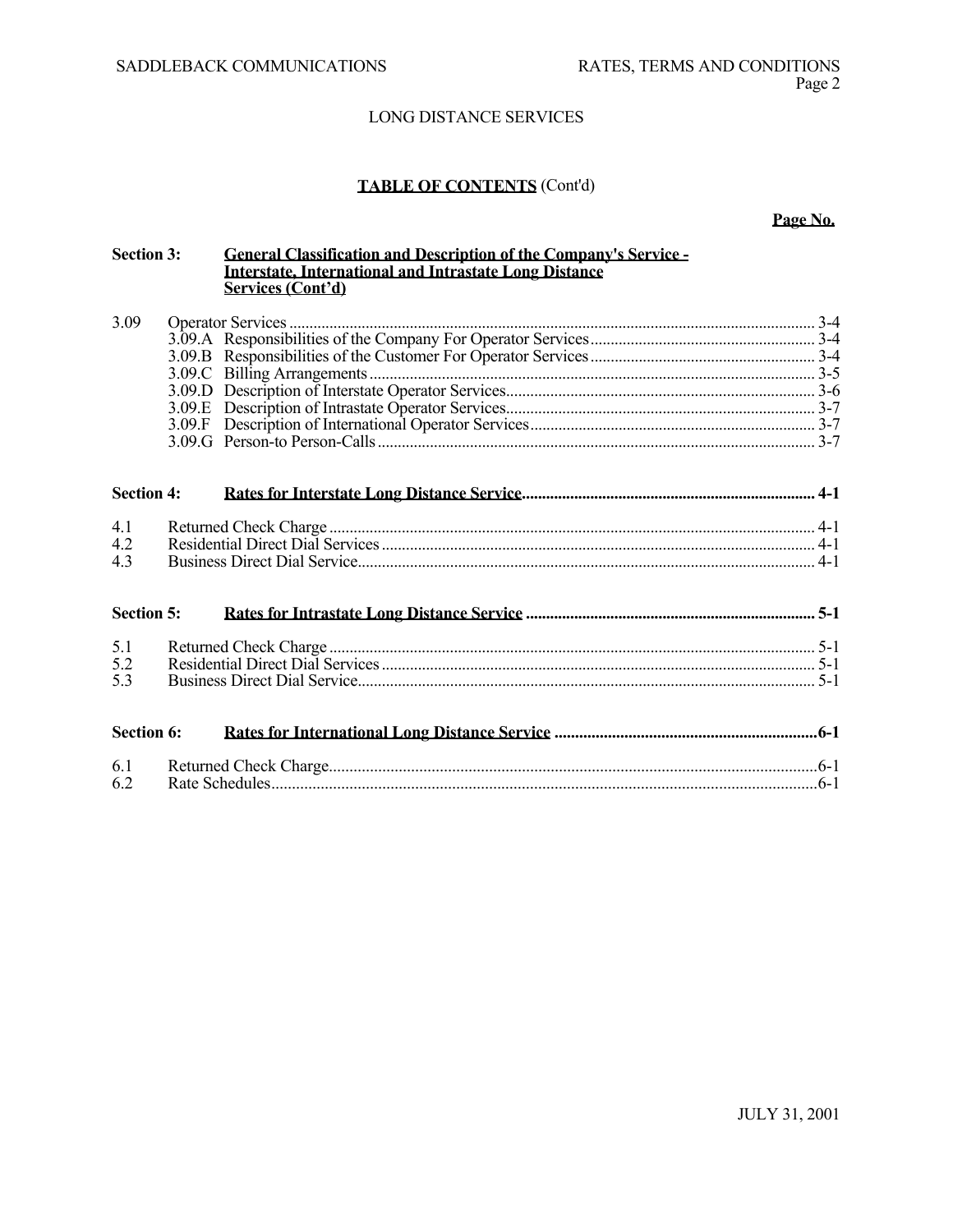## TABLE OF CONTENTS (Cont'd)

| | | Page No. |
|---|---|---|
| **Section 3:** | **General Classification and Description of the Company's Service - Interstate, International and Intrastate Long Distance Services (Cont'd)** | |
| 3.09 | Operator Services | 3-4 |
| | 3.09.A Responsibilities of the Company For Operator Services | 3-4 |
| | 3.09.B Responsibilities of the Customer For Operator Services | 3-4 |
| | 3.09.C Billing Arrangements | 3-5 |
| | 3.09.D Description of Interstate Operator Services | 3-6 |
| | 3.09.E Description of Intrastate Operator Services | 3-7 |
| | 3.09.F Description of International Operator Services | 3-7 |
| | 3.09.G Person-to Person-Calls | 3-7 |
| **Section 4:** | **Rates for Interstate Long Distance Service** | **4-1** |
| 4.1 | Returned Check Charge | 4-1 |
| 4.2 | Residential Direct Dial Services | 4-1 |
| 4.3 | Business Direct Dial Service | 4-1 |
| **Section 5:** | **Rates for Intrastate Long Distance Service** | **5-1** |
| 5.1 | Returned Check Charge | 5-1 |
| 5.2 | Residential Direct Dial Services | 5-1 |
| 5.3 | Business Direct Dial Service | 5-1 |
| **Section 6:** | **Rates for International Long Distance Service** | **6-1** |
| 6.1 | Returned Check Charge | 6-1 |
| 6.2 | Rate Schedules | 6-1 |

JULY 31, 2001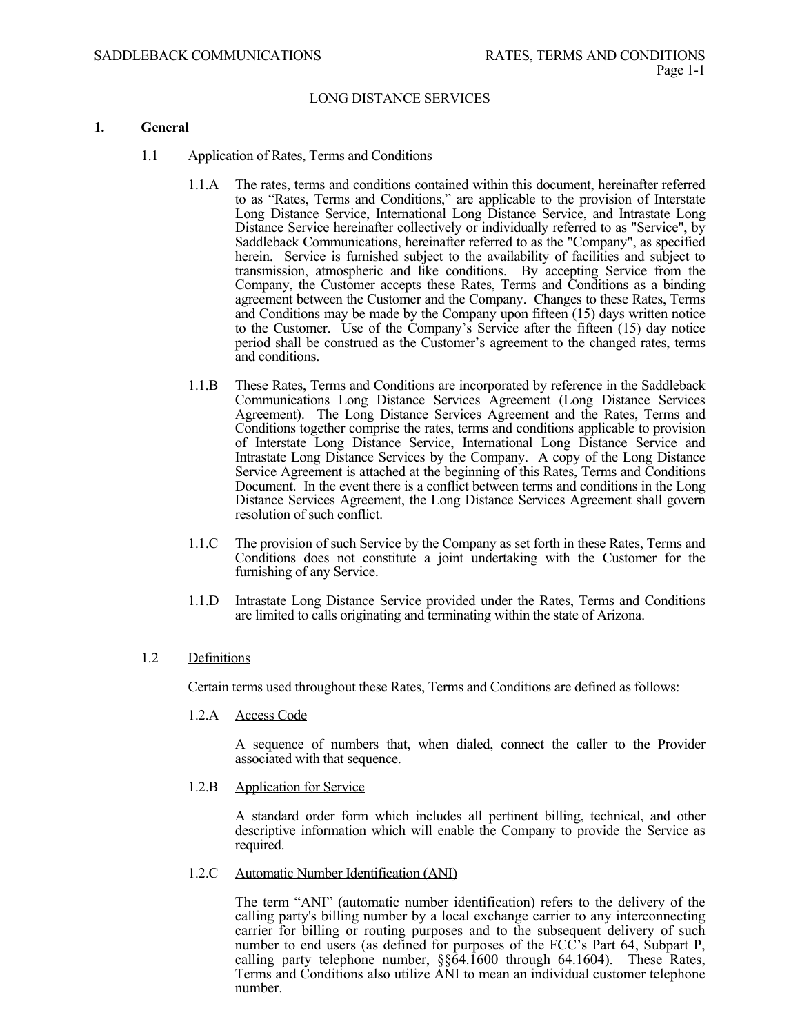# LONG DISTANCE SERVICES

## 1. General

### 1.1 Application of Rates, Terms and Conditions

1.1.A The rates, terms and conditions contained within this document, hereinafter referred to as "Rates, Terms and Conditions," are applicable to the provision of Interstate Long Distance Service, International Long Distance Service, and Intrastate Long Distance Service hereinafter collectively or individually referred to as "Service", by Saddleback Communications, hereinafter referred to as the "Company", as specified herein. Service is furnished subject to the availability of facilities and subject to transmission, atmospheric and like conditions. By accepting Service from the Company, the Customer accepts these Rates, Terms and Conditions as a binding agreement between the Customer and the Company. Changes to these Rates, Terms and Conditions may be made by the Company upon fifteen (15) days written notice to the Customer. Use of the Company's Service after the fifteen (15) day notice period shall be construed as the Customer's agreement to the changed rates, terms and conditions.

1.1.B These Rates, Terms and Conditions are incorporated by reference in the Saddleback Communications Long Distance Services Agreement (Long Distance Services Agreement). The Long Distance Services Agreement and the Rates, Terms and Conditions together comprise the rates, terms and conditions applicable to provision of Interstate Long Distance Service, International Long Distance Service and Intrastate Long Distance Services by the Company. A copy of the Long Distance Service Agreement is attached at the beginning of this Rates, Terms and Conditions Document. In the event there is a conflict between terms and conditions in the Long Distance Services Agreement, the Long Distance Services Agreement shall govern resolution of such conflict.

1.1.C The provision of such Service by the Company as set forth in these Rates, Terms and Conditions does not constitute a joint undertaking with the Customer for the furnishing of any Service.

1.1.D Intrastate Long Distance Service provided under the Rates, Terms and Conditions are limited to calls originating and terminating within the state of Arizona.

### 1.2 Definitions

Certain terms used throughout these Rates, Terms and Conditions are defined as follows:

1.2.A Access Code

A sequence of numbers that, when dialed, connect the caller to the Provider associated with that sequence.

1.2.B Application for Service

A standard order form which includes all pertinent billing, technical, and other descriptive information which will enable the Company to provide the Service as required.

1.2.C Automatic Number Identification (ANI)

The term "ANI" (automatic number identification) refers to the delivery of the calling party's billing number by a local exchange carrier to any interconnecting carrier for billing or routing purposes and to the subsequent delivery of such number to end users (as defined for purposes of the FCC's Part 64, Subpart P, calling party telephone number, §§64.1600 through 64.1604). These Rates, Terms and Conditions also utilize ANI to mean an individual customer telephone number.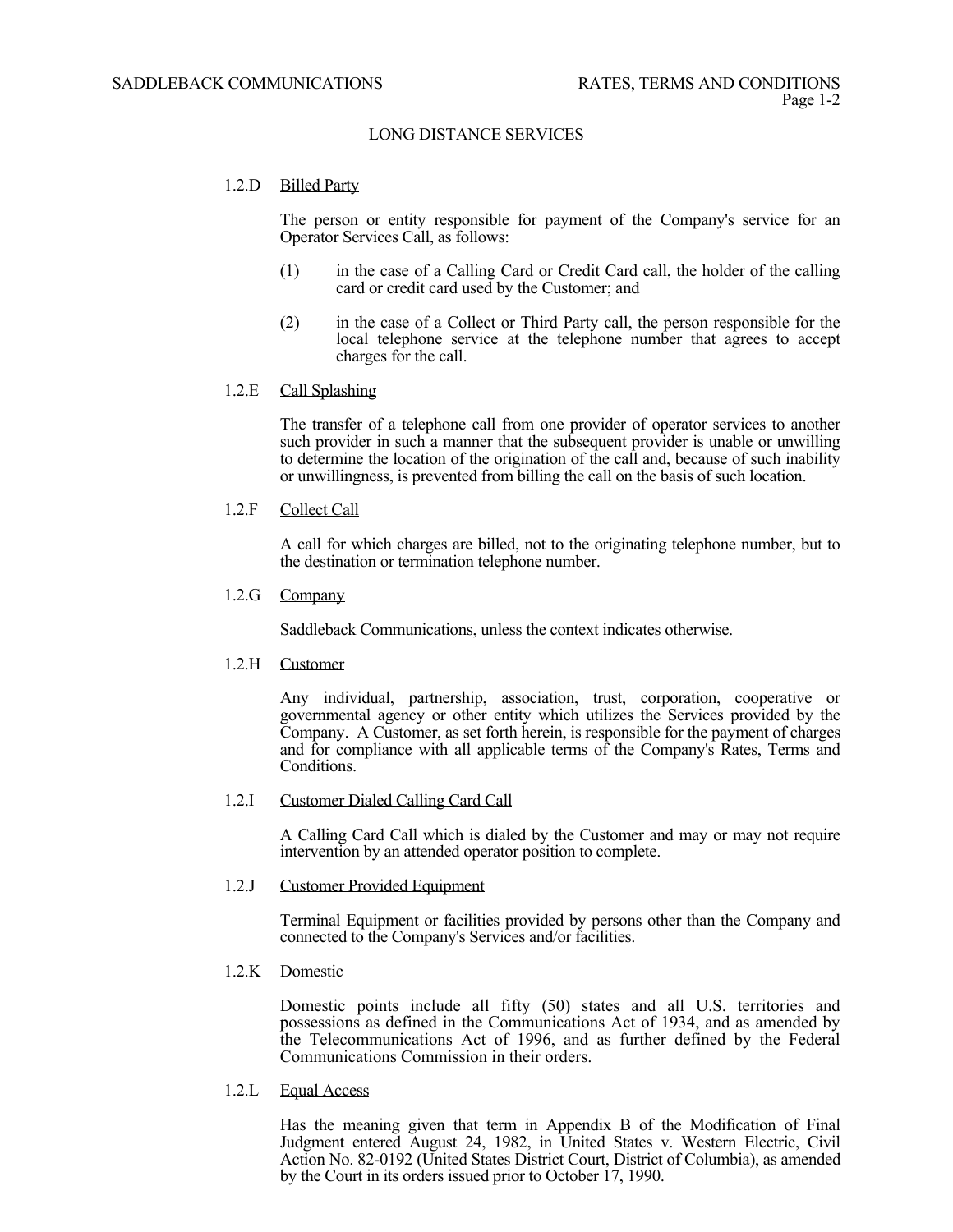## LONG DISTANCE SERVICES

1.2.D Billed Party

The person or entity responsible for payment of the Company's service for an Operator Services Call, as follows:

(1) in the case of a Calling Card or Credit Card call, the holder of the calling card or credit card used by the Customer; and

(2) in the case of a Collect or Third Party call, the person responsible for the local telephone service at the telephone number that agrees to accept charges for the call.

1.2.E Call Splashing

The transfer of a telephone call from one provider of operator services to another such provider in such a manner that the subsequent provider is unable or unwilling to determine the location of the origination of the call and, because of such inability or unwillingness, is prevented from billing the call on the basis of such location.

1.2.F Collect Call

A call for which charges are billed, not to the originating telephone number, but to the destination or termination telephone number.

1.2.G Company

Saddleback Communications, unless the context indicates otherwise.

1.2.H Customer

Any individual, partnership, association, trust, corporation, cooperative or governmental agency or other entity which utilizes the Services provided by the Company. A Customer, as set forth herein, is responsible for the payment of charges and for compliance with all applicable terms of the Company's Rates, Terms and Conditions.

1.2.I Customer Dialed Calling Card Call

A Calling Card Call which is dialed by the Customer and may or may not require intervention by an attended operator position to complete.

1.2.J Customer Provided Equipment

Terminal Equipment or facilities provided by persons other than the Company and connected to the Company's Services and/or facilities.

1.2.K Domestic

Domestic points include all fifty (50) states and all U.S. territories and possessions as defined in the Communications Act of 1934, and as amended by the Telecommunications Act of 1996, and as further defined by the Federal Communications Commission in their orders.

1.2.L Equal Access

Has the meaning given that term in Appendix B of the Modification of Final Judgment entered August 24, 1982, in United States v. Western Electric, Civil Action No. 82-0192 (United States District Court, District of Columbia), as amended by the Court in its orders issued prior to October 17, 1990.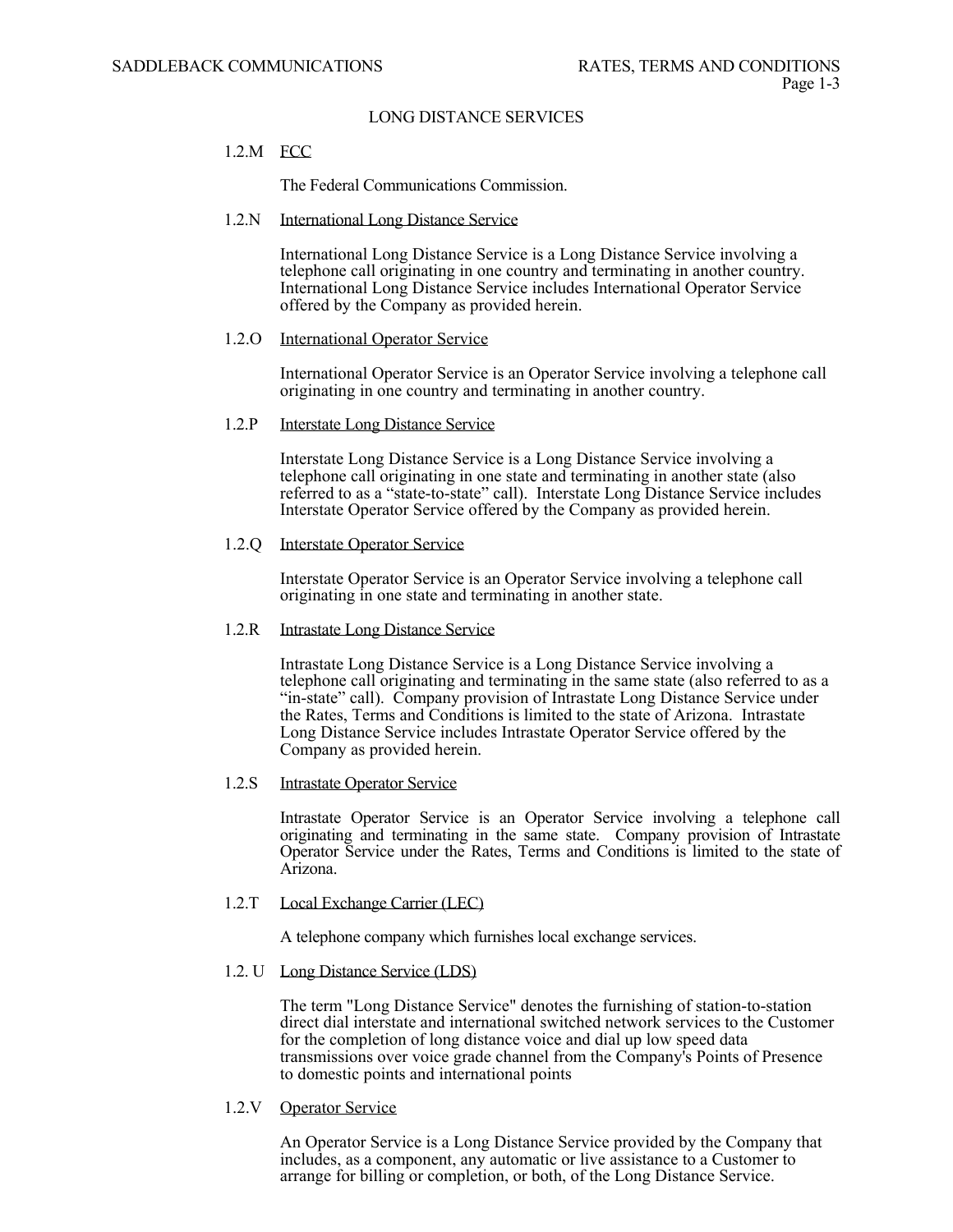### LONG DISTANCE SERVICES

1.2.M FCC

The Federal Communications Commission.

1.2.N International Long Distance Service

International Long Distance Service is a Long Distance Service involving a telephone call originating in one country and terminating in another country. International Long Distance Service includes International Operator Service offered by the Company as provided herein.

1.2.O International Operator Service

International Operator Service is an Operator Service involving a telephone call originating in one country and terminating in another country.

1.2.P Interstate Long Distance Service

Interstate Long Distance Service is a Long Distance Service involving a telephone call originating in one state and terminating in another state (also referred to as a "state-to-state" call). Interstate Long Distance Service includes Interstate Operator Service offered by the Company as provided herein.

1.2.Q Interstate Operator Service

Interstate Operator Service is an Operator Service involving a telephone call originating in one state and terminating in another state.

1.2.R Intrastate Long Distance Service

Intrastate Long Distance Service is a Long Distance Service involving a telephone call originating and terminating in the same state (also referred to as a "in-state" call). Company provision of Intrastate Long Distance Service under the Rates, Terms and Conditions is limited to the state of Arizona. Intrastate Long Distance Service includes Intrastate Operator Service offered by the Company as provided herein.

1.2.S Intrastate Operator Service

Intrastate Operator Service is an Operator Service involving a telephone call originating and terminating in the same state. Company provision of Intrastate Operator Service under the Rates, Terms and Conditions is limited to the state of Arizona.

1.2.T Local Exchange Carrier (LEC)

A telephone company which furnishes local exchange services.

1.2. U Long Distance Service (LDS)

The term "Long Distance Service" denotes the furnishing of station-to-station direct dial interstate and international switched network services to the Customer for the completion of long distance voice and dial up low speed data transmissions over voice grade channel from the Company's Points of Presence to domestic points and international points

1.2.V Operator Service

An Operator Service is a Long Distance Service provided by the Company that includes, as a component, any automatic or live assistance to a Customer to arrange for billing or completion, or both, of the Long Distance Service.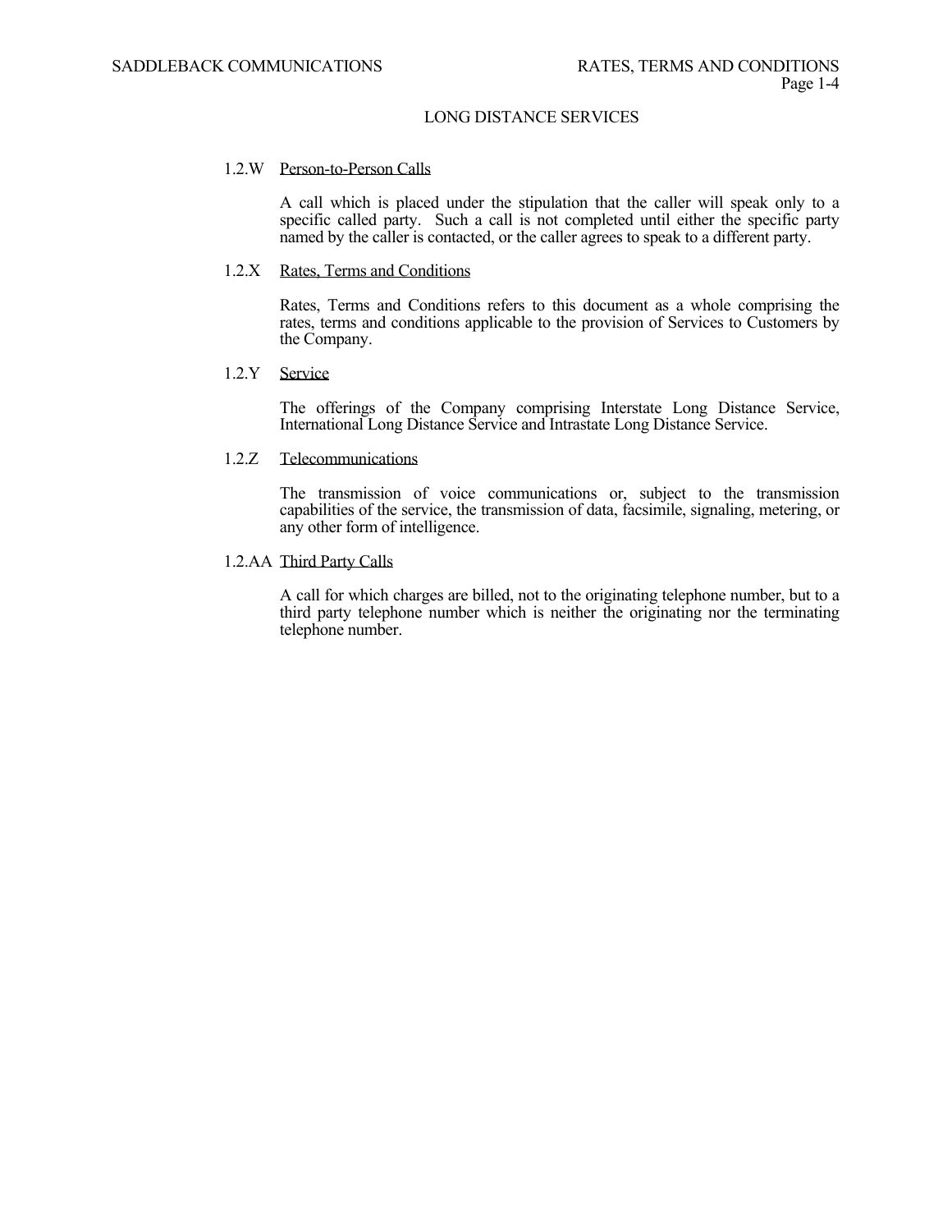LONG DISTANCE SERVICES

1.2.W Person-to-Person Calls

A call which is placed under the stipulation that the caller will speak only to a specific called party. Such a call is not completed until either the specific party named by the caller is contacted, or the caller agrees to speak to a different party.

1.2.X Rates, Terms and Conditions

Rates, Terms and Conditions refers to this document as a whole comprising the rates, terms and conditions applicable to the provision of Services to Customers by the Company.

1.2.Y Service

The offerings of the Company comprising Interstate Long Distance Service, International Long Distance Service and Intrastate Long Distance Service.

1.2.Z Telecommunications

The transmission of voice communications or, subject to the transmission capabilities of the service, the transmission of data, facsimile, signaling, metering, or any other form of intelligence.

1.2.AA Third Party Calls

A call for which charges are billed, not to the originating telephone number, but to a third party telephone number which is neither the originating nor the terminating telephone number.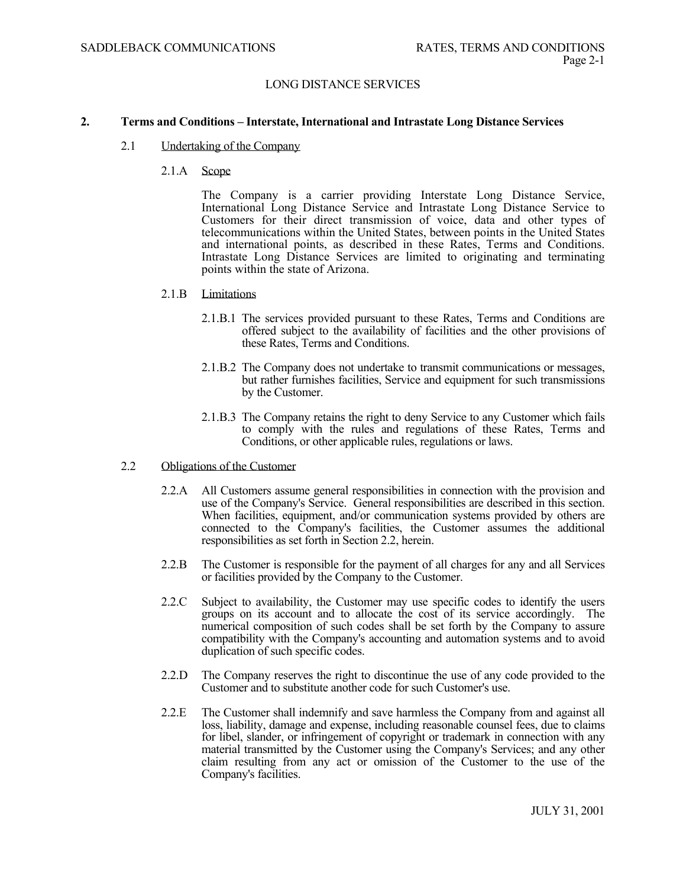LONG DISTANCE SERVICES

## 2. Terms and Conditions – Interstate, International and Intrastate Long Distance Services

### 2.1 Undertaking of the Company

#### 2.1.A Scope

The Company is a carrier providing Interstate Long Distance Service, International Long Distance Service and Intrastate Long Distance Service to Customers for their direct transmission of voice, data and other types of telecommunications within the United States, between points in the United States and international points, as described in these Rates, Terms and Conditions. Intrastate Long Distance Services are limited to originating and terminating points within the state of Arizona.

#### 2.1.B Limitations

2.1.B.1 The services provided pursuant to these Rates, Terms and Conditions are offered subject to the availability of facilities and the other provisions of these Rates, Terms and Conditions.

2.1.B.2 The Company does not undertake to transmit communications or messages, but rather furnishes facilities, Service and equipment for such transmissions by the Customer.

2.1.B.3 The Company retains the right to deny Service to any Customer which fails to comply with the rules and regulations of these Rates, Terms and Conditions, or other applicable rules, regulations or laws.

### 2.2 Obligations of the Customer

2.2.A All Customers assume general responsibilities in connection with the provision and use of the Company's Service. General responsibilities are described in this section. When facilities, equipment, and/or communication systems provided by others are connected to the Company's facilities, the Customer assumes the additional responsibilities as set forth in Section 2.2, herein.

2.2.B The Customer is responsible for the payment of all charges for any and all Services or facilities provided by the Company to the Customer.

2.2.C Subject to availability, the Customer may use specific codes to identify the users groups on its account and to allocate the cost of its service accordingly. The numerical composition of such codes shall be set forth by the Company to assure compatibility with the Company's accounting and automation systems and to avoid duplication of such specific codes.

2.2.D The Company reserves the right to discontinue the use of any code provided to the Customer and to substitute another code for such Customer's use.

2.2.E The Customer shall indemnify and save harmless the Company from and against all loss, liability, damage and expense, including reasonable counsel fees, due to claims for libel, slander, or infringement of copyright or trademark in connection with any material transmitted by the Customer using the Company's Services; and any other claim resulting from any act or omission of the Customer to the use of the Company's facilities.

JULY 31, 2001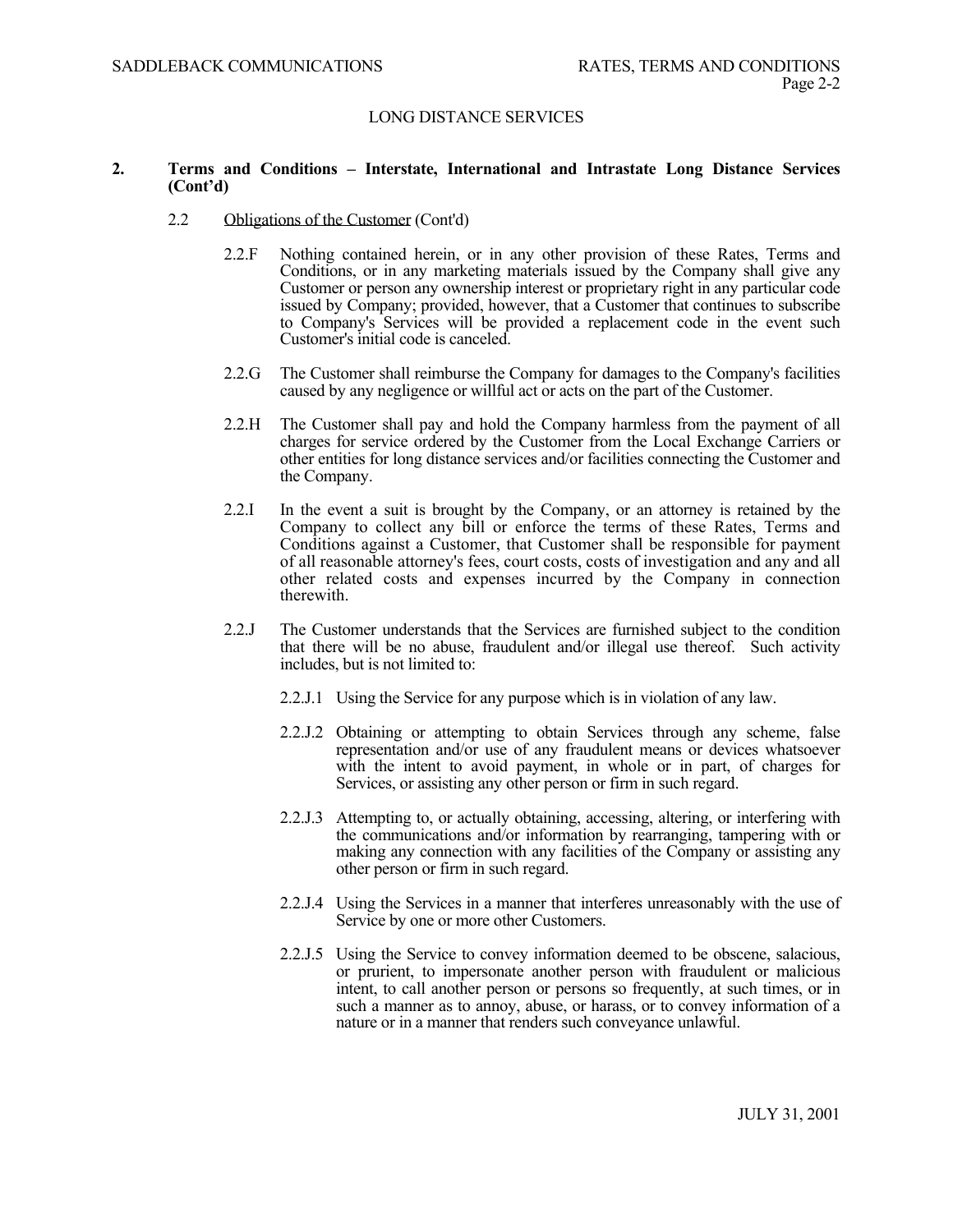## 2. Terms and Conditions – Interstate, International and Intrastate Long Distance Services (Cont'd)

### 2.2 Obligations of the Customer (Cont'd)

2.2.F Nothing contained herein, or in any other provision of these Rates, Terms and Conditions, or in any marketing materials issued by the Company shall give any Customer or person any ownership interest or proprietary right in any particular code issued by Company; provided, however, that a Customer that continues to subscribe to Company's Services will be provided a replacement code in the event such Customer's initial code is canceled.

2.2.G The Customer shall reimburse the Company for damages to the Company's facilities caused by any negligence or willful act or acts on the part of the Customer.

2.2.H The Customer shall pay and hold the Company harmless from the payment of all charges for service ordered by the Customer from the Local Exchange Carriers or other entities for long distance services and/or facilities connecting the Customer and the Company.

2.2.I In the event a suit is brought by the Company, or an attorney is retained by the Company to collect any bill or enforce the terms of these Rates, Terms and Conditions against a Customer, that Customer shall be responsible for payment of all reasonable attorney's fees, court costs, costs of investigation and any and all other related costs and expenses incurred by the Company in connection therewith.

2.2.J The Customer understands that the Services are furnished subject to the condition that there will be no abuse, fraudulent and/or illegal use thereof. Such activity includes, but is not limited to:

2.2.J.1 Using the Service for any purpose which is in violation of any law.

2.2.J.2 Obtaining or attempting to obtain Services through any scheme, false representation and/or use of any fraudulent means or devices whatsoever with the intent to avoid payment, in whole or in part, of charges for Services, or assisting any other person or firm in such regard.

2.2.J.3 Attempting to, or actually obtaining, accessing, altering, or interfering with the communications and/or information by rearranging, tampering with or making any connection with any facilities of the Company or assisting any other person or firm in such regard.

2.2.J.4 Using the Services in a manner that interferes unreasonably with the use of Service by one or more other Customers.

2.2.J.5 Using the Service to convey information deemed to be obscene, salacious, or prurient, to impersonate another person with fraudulent or malicious intent, to call another person or persons so frequently, at such times, or in such a manner as to annoy, abuse, or harass, or to convey information of a nature or in a manner that renders such conveyance unlawful.

JULY 31, 2001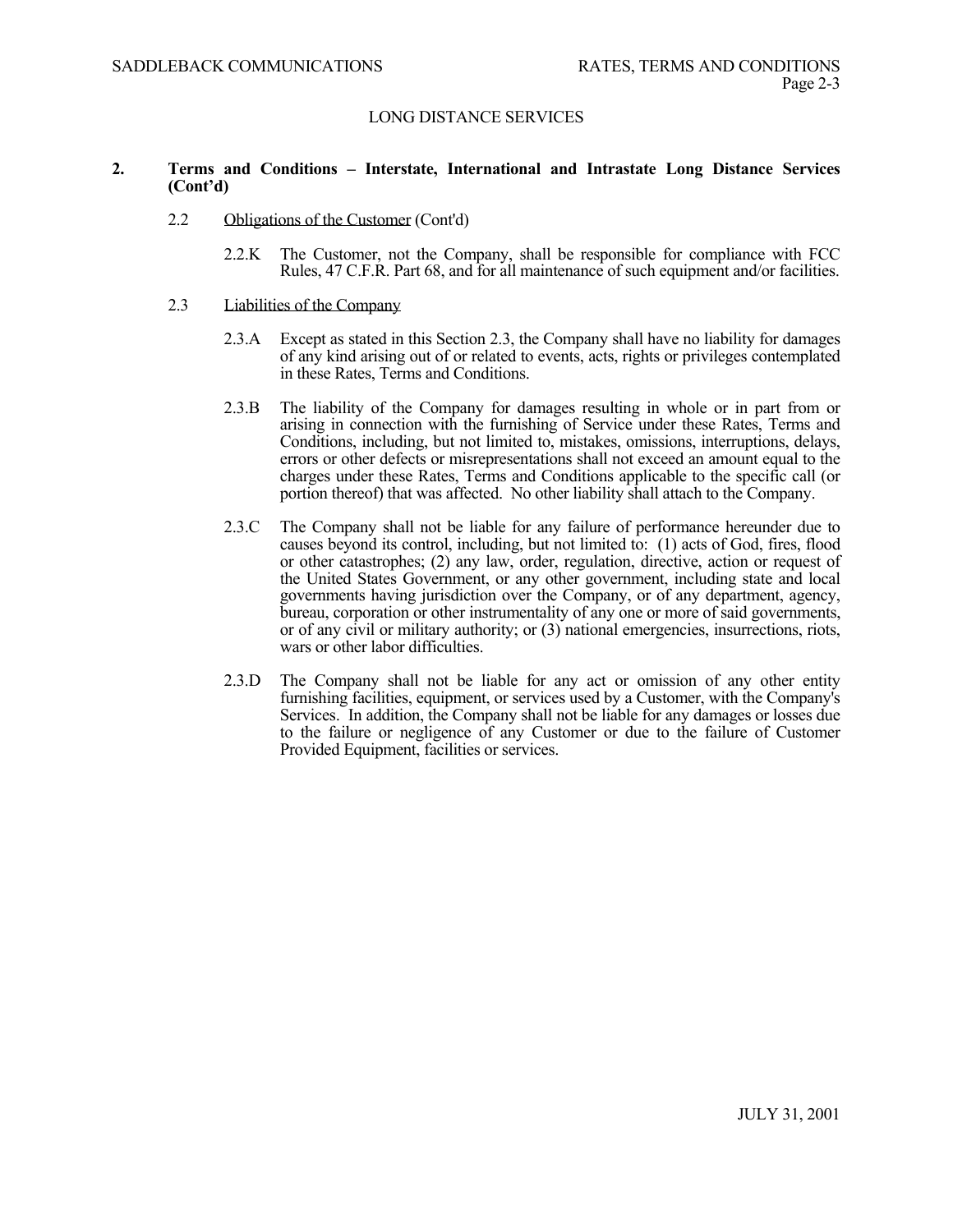LONG DISTANCE SERVICES

## 2. Terms and Conditions – Interstate, International and Intrastate Long Distance Services (Cont'd)

### 2.2 Obligations of the Customer (Cont'd)

2.2.K The Customer, not the Company, shall be responsible for compliance with FCC Rules, 47 C.F.R. Part 68, and for all maintenance of such equipment and/or facilities.

### 2.3 Liabilities of the Company

2.3.A Except as stated in this Section 2.3, the Company shall have no liability for damages of any kind arising out of or related to events, acts, rights or privileges contemplated in these Rates, Terms and Conditions.

2.3.B The liability of the Company for damages resulting in whole or in part from or arising in connection with the furnishing of Service under these Rates, Terms and Conditions, including, but not limited to, mistakes, omissions, interruptions, delays, errors or other defects or misrepresentations shall not exceed an amount equal to the charges under these Rates, Terms and Conditions applicable to the specific call (or portion thereof) that was affected. No other liability shall attach to the Company.

2.3.C The Company shall not be liable for any failure of performance hereunder due to causes beyond its control, including, but not limited to: (1) acts of God, fires, flood or other catastrophes; (2) any law, order, regulation, directive, action or request of the United States Government, or any other government, including state and local governments having jurisdiction over the Company, or of any department, agency, bureau, corporation or other instrumentality of any one or more of said governments, or of any civil or military authority; or (3) national emergencies, insurrections, riots, wars or other labor difficulties.

2.3.D The Company shall not be liable for any act or omission of any other entity furnishing facilities, equipment, or services used by a Customer, with the Company's Services. In addition, the Company shall not be liable for any damages or losses due to the failure or negligence of any Customer or due to the failure of Customer Provided Equipment, facilities or services.

JULY 31, 2001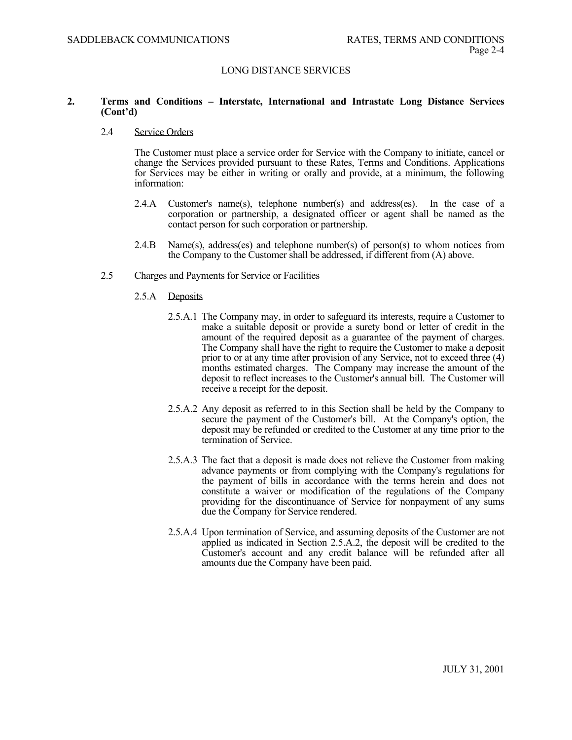## 2. Terms and Conditions – Interstate, International and Intrastate Long Distance Services (Cont'd)

### 2.4 Service Orders

The Customer must place a service order for Service with the Company to initiate, cancel or change the Services provided pursuant to these Rates, Terms and Conditions. Applications for Services may be either in writing or orally and provide, at a minimum, the following information:

2.4.A Customer's name(s), telephone number(s) and address(es). In the case of a corporation or partnership, a designated officer or agent shall be named as the contact person for such corporation or partnership.

2.4.B Name(s), address(es) and telephone number(s) of person(s) to whom notices from the Company to the Customer shall be addressed, if different from (A) above.

### 2.5 Charges and Payments for Service or Facilities

#### 2.5.A Deposits

2.5.A.1 The Company may, in order to safeguard its interests, require a Customer to make a suitable deposit or provide a surety bond or letter of credit in the amount of the required deposit as a guarantee of the payment of charges. The Company shall have the right to require the Customer to make a deposit prior to or at any time after provision of any Service, not to exceed three (4) months estimated charges. The Company may increase the amount of the deposit to reflect increases to the Customer's annual bill. The Customer will receive a receipt for the deposit.

2.5.A.2 Any deposit as referred to in this Section shall be held by the Company to secure the payment of the Customer's bill. At the Company's option, the deposit may be refunded or credited to the Customer at any time prior to the termination of Service.

2.5.A.3 The fact that a deposit is made does not relieve the Customer from making advance payments or from complying with the Company's regulations for the payment of bills in accordance with the terms herein and does not constitute a waiver or modification of the regulations of the Company providing for the discontinuance of Service for nonpayment of any sums due the Company for Service rendered.

2.5.A.4 Upon termination of Service, and assuming deposits of the Customer are not applied as indicated in Section 2.5.A.2, the deposit will be credited to the Customer's account and any credit balance will be refunded after all amounts due the Company have been paid.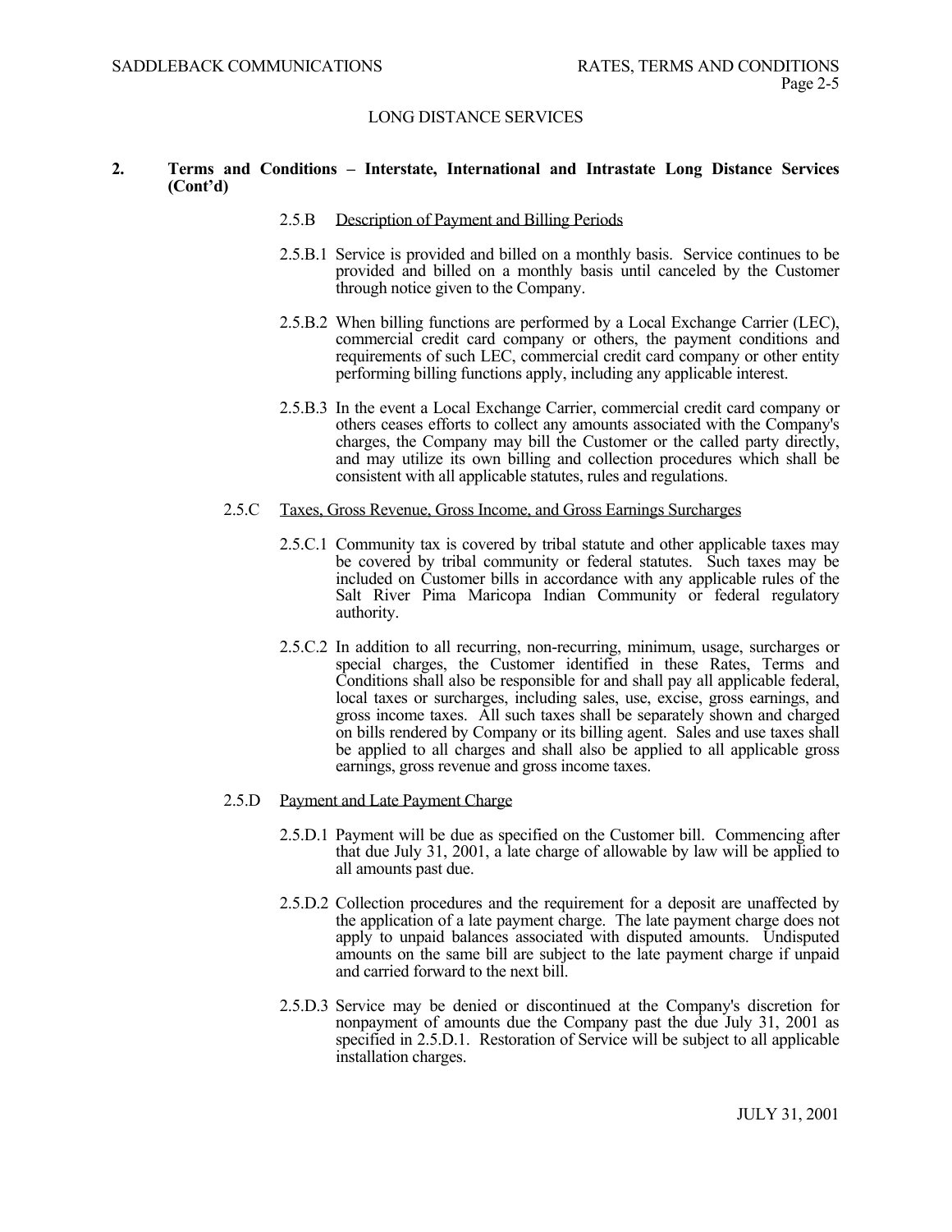## LONG DISTANCE SERVICES

**2. Terms and Conditions – Interstate, International and Intrastate Long Distance Services (Cont'd)**

2.5.B Description of Payment and Billing Periods

2.5.B.1 Service is provided and billed on a monthly basis. Service continues to be provided and billed on a monthly basis until canceled by the Customer through notice given to the Company.

2.5.B.2 When billing functions are performed by a Local Exchange Carrier (LEC), commercial credit card company or others, the payment conditions and requirements of such LEC, commercial credit card company or other entity performing billing functions apply, including any applicable interest.

2.5.B.3 In the event a Local Exchange Carrier, commercial credit card company or others ceases efforts to collect any amounts associated with the Company's charges, the Company may bill the Customer or the called party directly, and may utilize its own billing and collection procedures which shall be consistent with all applicable statutes, rules and regulations.

2.5.C Taxes, Gross Revenue, Gross Income, and Gross Earnings Surcharges

2.5.C.1 Community tax is covered by tribal statute and other applicable taxes may be covered by tribal community or federal statutes. Such taxes may be included on Customer bills in accordance with any applicable rules of the Salt River Pima Maricopa Indian Community or federal regulatory authority.

2.5.C.2 In addition to all recurring, non-recurring, minimum, usage, surcharges or special charges, the Customer identified in these Rates, Terms and Conditions shall also be responsible for and shall pay all applicable federal, local taxes or surcharges, including sales, use, excise, gross earnings, and gross income taxes. All such taxes shall be separately shown and charged on bills rendered by Company or its billing agent. Sales and use taxes shall be applied to all charges and shall also be applied to all applicable gross earnings, gross revenue and gross income taxes.

2.5.D Payment and Late Payment Charge

2.5.D.1 Payment will be due as specified on the Customer bill. Commencing after that due July 31, 2001, a late charge of allowable by law will be applied to all amounts past due.

2.5.D.2 Collection procedures and the requirement for a deposit are unaffected by the application of a late payment charge. The late payment charge does not apply to unpaid balances associated with disputed amounts. Undisputed amounts on the same bill are subject to the late payment charge if unpaid and carried forward to the next bill.

2.5.D.3 Service may be denied or discontinued at the Company's discretion for nonpayment of amounts due the Company past the due July 31, 2001 as specified in 2.5.D.1. Restoration of Service will be subject to all applicable installation charges.

JULY 31, 2001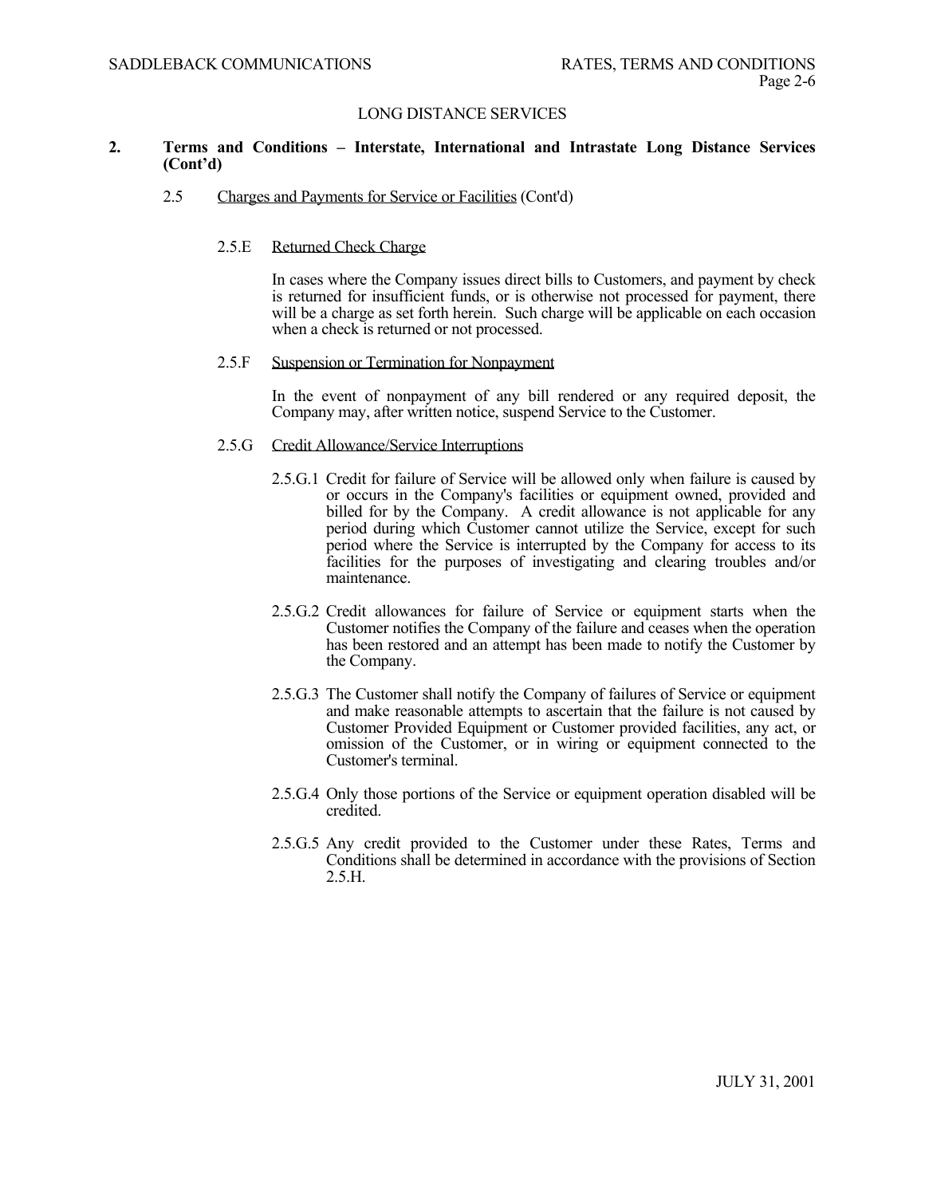## LONG DISTANCE SERVICES

### 2. Terms and Conditions – Interstate, International and Intrastate Long Distance Services (Cont'd)

#### 2.5 Charges and Payments for Service or Facilities (Cont'd)

##### 2.5.E Returned Check Charge

In cases where the Company issues direct bills to Customers, and payment by check is returned for insufficient funds, or is otherwise not processed for payment, there will be a charge as set forth herein. Such charge will be applicable on each occasion when a check is returned or not processed.

##### 2.5.F Suspension or Termination for Nonpayment

In the event of nonpayment of any bill rendered or any required deposit, the Company may, after written notice, suspend Service to the Customer.

##### 2.5.G Credit Allowance/Service Interruptions

2.5.G.1 Credit for failure of Service will be allowed only when failure is caused by or occurs in the Company's facilities or equipment owned, provided and billed for by the Company. A credit allowance is not applicable for any period during which Customer cannot utilize the Service, except for such period where the Service is interrupted by the Company for access to its facilities for the purposes of investigating and clearing troubles and/or maintenance.

2.5.G.2 Credit allowances for failure of Service or equipment starts when the Customer notifies the Company of the failure and ceases when the operation has been restored and an attempt has been made to notify the Customer by the Company.

2.5.G.3 The Customer shall notify the Company of failures of Service or equipment and make reasonable attempts to ascertain that the failure is not caused by Customer Provided Equipment or Customer provided facilities, any act, or omission of the Customer, or in wiring or equipment connected to the Customer's terminal.

2.5.G.4 Only those portions of the Service or equipment operation disabled will be credited.

2.5.G.5 Any credit provided to the Customer under these Rates, Terms and Conditions shall be determined in accordance with the provisions of Section 2.5.H.

JULY 31, 2001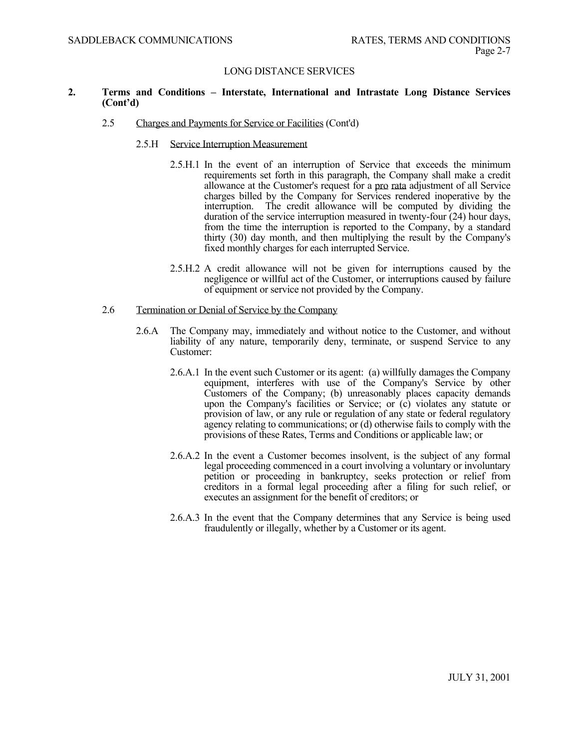LONG DISTANCE SERVICES

**2. Terms and Conditions – Interstate, International and Intrastate Long Distance Services (Cont'd)**

2.5 Charges and Payments for Service or Facilities (Cont'd)

2.5.H Service Interruption Measurement

2.5.H.1 In the event of an interruption of Service that exceeds the minimum requirements set forth in this paragraph, the Company shall make a credit allowance at the Customer's request for a pro rata adjustment of all Service charges billed by the Company for Services rendered inoperative by the interruption. The credit allowance will be computed by dividing the duration of the service interruption measured in twenty-four (24) hour days, from the time the interruption is reported to the Company, by a standard thirty (30) day month, and then multiplying the result by the Company's fixed monthly charges for each interrupted Service.

2.5.H.2 A credit allowance will not be given for interruptions caused by the negligence or willful act of the Customer, or interruptions caused by failure of equipment or service not provided by the Company.

2.6 Termination or Denial of Service by the Company

2.6.A The Company may, immediately and without notice to the Customer, and without liability of any nature, temporarily deny, terminate, or suspend Service to any Customer:

2.6.A.1 In the event such Customer or its agent: (a) willfully damages the Company equipment, interferes with use of the Company's Service by other Customers of the Company; (b) unreasonably places capacity demands upon the Company's facilities or Service; or (c) violates any statute or provision of law, or any rule or regulation of any state or federal regulatory agency relating to communications; or (d) otherwise fails to comply with the provisions of these Rates, Terms and Conditions or applicable law; or

2.6.A.2 In the event a Customer becomes insolvent, is the subject of any formal legal proceeding commenced in a court involving a voluntary or involuntary petition or proceeding in bankruptcy, seeks protection or relief from creditors in a formal legal proceeding after a filing for such relief, or executes an assignment for the benefit of creditors; or

2.6.A.3 In the event that the Company determines that any Service is being used fraudulently or illegally, whether by a Customer or its agent.

JULY 31, 2001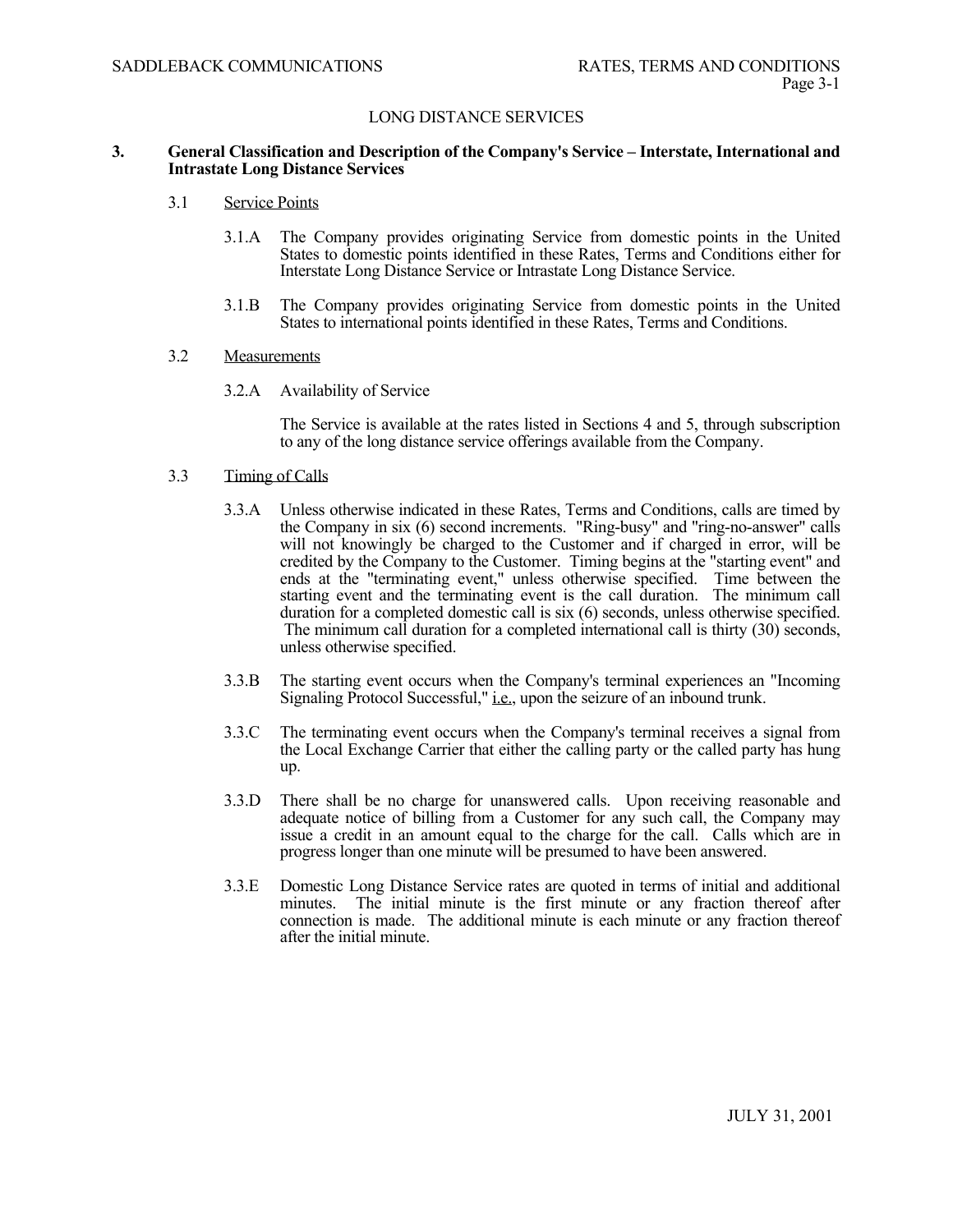LONG DISTANCE SERVICES

## 3. General Classification and Description of the Company's Service – Interstate, International and Intrastate Long Distance Services

### 3.1 Service Points

3.1.A The Company provides originating Service from domestic points in the United States to domestic points identified in these Rates, Terms and Conditions either for Interstate Long Distance Service or Intrastate Long Distance Service.

3.1.B The Company provides originating Service from domestic points in the United States to international points identified in these Rates, Terms and Conditions.

### 3.2 Measurements

3.2.A Availability of Service

The Service is available at the rates listed in Sections 4 and 5, through subscription to any of the long distance service offerings available from the Company.

### 3.3 Timing of Calls

3.3.A Unless otherwise indicated in these Rates, Terms and Conditions, calls are timed by the Company in six (6) second increments. "Ring-busy" and "ring-no-answer" calls will not knowingly be charged to the Customer and if charged in error, will be credited by the Company to the Customer. Timing begins at the "starting event" and ends at the "terminating event," unless otherwise specified. Time between the starting event and the terminating event is the call duration. The minimum call duration for a completed domestic call is six (6) seconds, unless otherwise specified. The minimum call duration for a completed international call is thirty (30) seconds, unless otherwise specified.

3.3.B The starting event occurs when the Company's terminal experiences an "Incoming Signaling Protocol Successful," i.e., upon the seizure of an inbound trunk.

3.3.C The terminating event occurs when the Company's terminal receives a signal from the Local Exchange Carrier that either the calling party or the called party has hung up.

3.3.D There shall be no charge for unanswered calls. Upon receiving reasonable and adequate notice of billing from a Customer for any such call, the Company may issue a credit in an amount equal to the charge for the call. Calls which are in progress longer than one minute will be presumed to have been answered.

3.3.E Domestic Long Distance Service rates are quoted in terms of initial and additional minutes. The initial minute is the first minute or any fraction thereof after connection is made. The additional minute is each minute or any fraction thereof after the initial minute.

JULY 31, 2001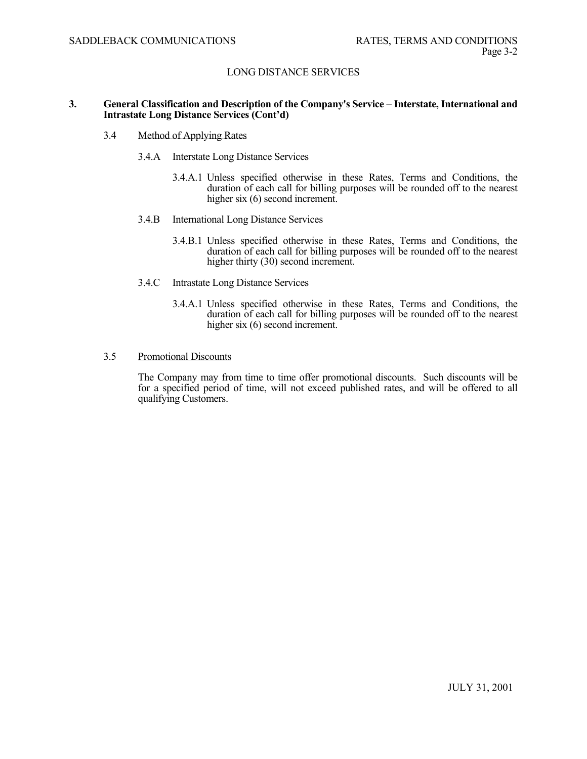## LONG DISTANCE SERVICES

**3. General Classification and Description of the Company's Service – Interstate, International and Intrastate Long Distance Services (Cont'd)**

3.4 Method of Applying Rates

3.4.A Interstate Long Distance Services

3.4.A.1 Unless specified otherwise in these Rates, Terms and Conditions, the duration of each call for billing purposes will be rounded off to the nearest higher six (6) second increment.

3.4.B International Long Distance Services

3.4.B.1 Unless specified otherwise in these Rates, Terms and Conditions, the duration of each call for billing purposes will be rounded off to the nearest higher thirty (30) second increment.

3.4.C Intrastate Long Distance Services

3.4.A.1 Unless specified otherwise in these Rates, Terms and Conditions, the duration of each call for billing purposes will be rounded off to the nearest higher six (6) second increment.

3.5 Promotional Discounts

The Company may from time to time offer promotional discounts. Such discounts will be for a specified period of time, will not exceed published rates, and will be offered to all qualifying Customers.

JULY 31, 2001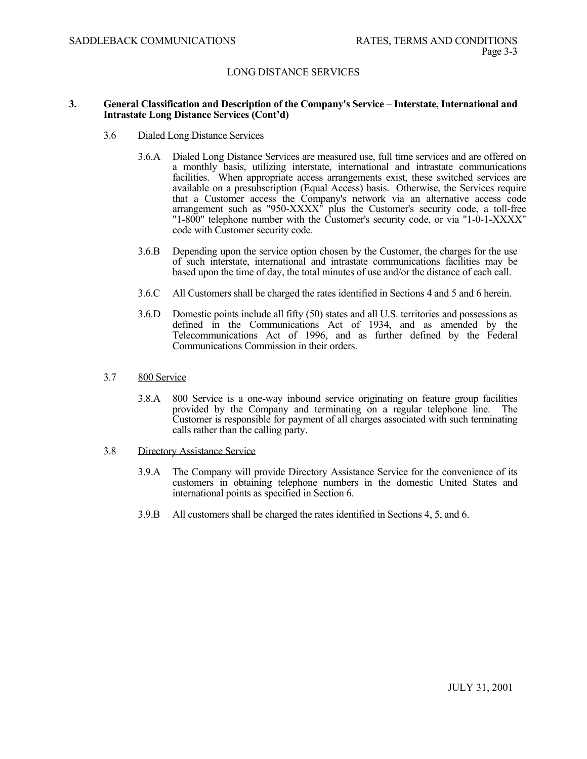## LONG DISTANCE SERVICES

**3. General Classification and Description of the Company's Service – Interstate, International and Intrastate Long Distance Services (Cont'd)**

3.6 Dialed Long Distance Services

3.6.A Dialed Long Distance Services are measured use, full time services and are offered on a monthly basis, utilizing interstate, international and intrastate communications facilities. When appropriate access arrangements exist, these switched services are available on a presubscription (Equal Access) basis. Otherwise, the Services require that a Customer access the Company's network via an alternative access code arrangement such as "950-XXXX" plus the Customer's security code, a toll-free "1-800" telephone number with the Customer's security code, or via "1-0-1-XXXX" code with Customer security code.

3.6.B Depending upon the service option chosen by the Customer, the charges for the use of such interstate, international and intrastate communications facilities may be based upon the time of day, the total minutes of use and/or the distance of each call.

3.6.C All Customers shall be charged the rates identified in Sections 4 and 5 and 6 herein.

3.6.D Domestic points include all fifty (50) states and all U.S. territories and possessions as defined in the Communications Act of 1934, and as amended by the Telecommunications Act of 1996, and as further defined by the Federal Communications Commission in their orders.

3.7 800 Service

3.8.A 800 Service is a one-way inbound service originating on feature group facilities provided by the Company and terminating on a regular telephone line. The Customer is responsible for payment of all charges associated with such terminating calls rather than the calling party.

3.8 Directory Assistance Service

3.9.A The Company will provide Directory Assistance Service for the convenience of its customers in obtaining telephone numbers in the domestic United States and international points as specified in Section 6.

3.9.B All customers shall be charged the rates identified in Sections 4, 5, and 6.

JULY 31, 2001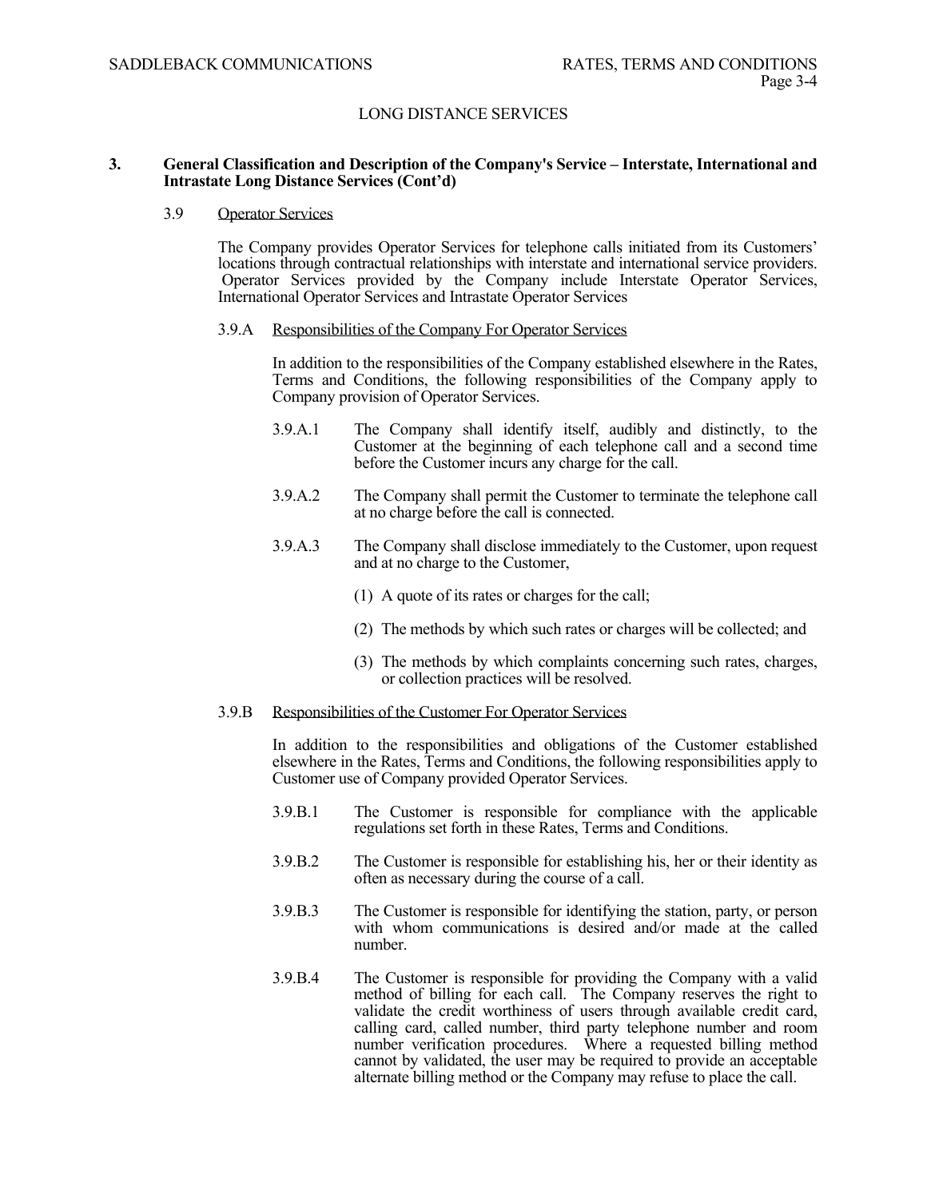## LONG DISTANCE SERVICES

### 3. General Classification and Description of the Company's Service – Interstate, International and Intrastate Long Distance Services (Cont'd)

3.9 Operator Services

The Company provides Operator Services for telephone calls initiated from its Customers' locations through contractual relationships with interstate and international service providers. Operator Services provided by the Company include Interstate Operator Services, International Operator Services and Intrastate Operator Services

3.9.A Responsibilities of the Company For Operator Services

In addition to the responsibilities of the Company established elsewhere in the Rates, Terms and Conditions, the following responsibilities of the Company apply to Company provision of Operator Services.

3.9.A.1 The Company shall identify itself, audibly and distinctly, to the Customer at the beginning of each telephone call and a second time before the Customer incurs any charge for the call.

3.9.A.2 The Company shall permit the Customer to terminate the telephone call at no charge before the call is connected.

3.9.A.3 The Company shall disclose immediately to the Customer, upon request and at no charge to the Customer,

(1) A quote of its rates or charges for the call;

(2) The methods by which such rates or charges will be collected; and

(3) The methods by which complaints concerning such rates, charges, or collection practices will be resolved.

3.9.B Responsibilities of the Customer For Operator Services

In addition to the responsibilities and obligations of the Customer established elsewhere in the Rates, Terms and Conditions, the following responsibilities apply to Customer use of Company provided Operator Services.

3.9.B.1 The Customer is responsible for compliance with the applicable regulations set forth in these Rates, Terms and Conditions.

3.9.B.2 The Customer is responsible for establishing his, her or their identity as often as necessary during the course of a call.

3.9.B.3 The Customer is responsible for identifying the station, party, or person with whom communications is desired and/or made at the called number.

3.9.B.4 The Customer is responsible for providing the Company with a valid method of billing for each call. The Company reserves the right to validate the credit worthiness of users through available credit card, calling card, called number, third party telephone number and room number verification procedures. Where a requested billing method cannot by validated, the user may be required to provide an acceptable alternate billing method or the Company may refuse to place the call.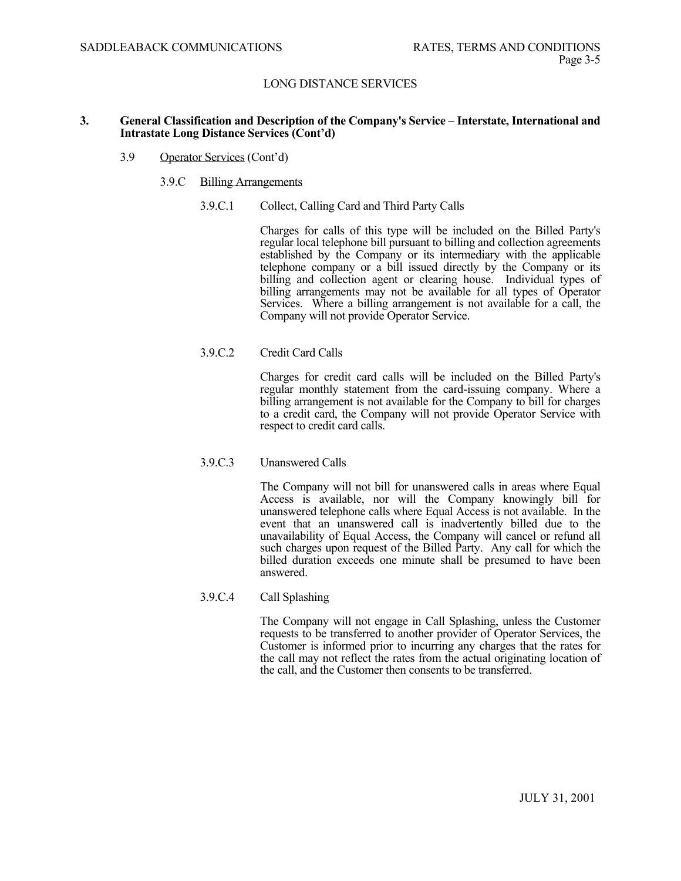## LONG DISTANCE SERVICES

**3. General Classification and Description of the Company's Service – Interstate, International and Intrastate Long Distance Services (Cont'd)**

3.9 Operator Services (Cont'd)

3.9.C Billing Arrangements

3.9.C.1 Collect, Calling Card and Third Party Calls

Charges for calls of this type will be included on the Billed Party's regular local telephone bill pursuant to billing and collection agreements established by the Company or its intermediary with the applicable telephone company or a bill issued directly by the Company or its billing and collection agent or clearing house. Individual types of billing arrangements may not be available for all types of Operator Services. Where a billing arrangement is not available for a call, the Company will not provide Operator Service.

3.9.C.2 Credit Card Calls

Charges for credit card calls will be included on the Billed Party's regular monthly statement from the card-issuing company. Where a billing arrangement is not available for the Company to bill for charges to a credit card, the Company will not provide Operator Service with respect to credit card calls.

3.9.C.3 Unanswered Calls

The Company will not bill for unanswered calls in areas where Equal Access is available, nor will the Company knowingly bill for unanswered telephone calls where Equal Access is not available. In the event that an unanswered call is inadvertently billed due to the unavailability of Equal Access, the Company will cancel or refund all such charges upon request of the Billed Party. Any call for which the billed duration exceeds one minute shall be presumed to have been answered.

3.9.C.4 Call Splashing

The Company will not engage in Call Splashing, unless the Customer requests to be transferred to another provider of Operator Services, the Customer is informed prior to incurring any charges that the rates for the call may not reflect the rates from the actual originating location of the call, and the Customer then consents to be transferred.

JULY 31, 2001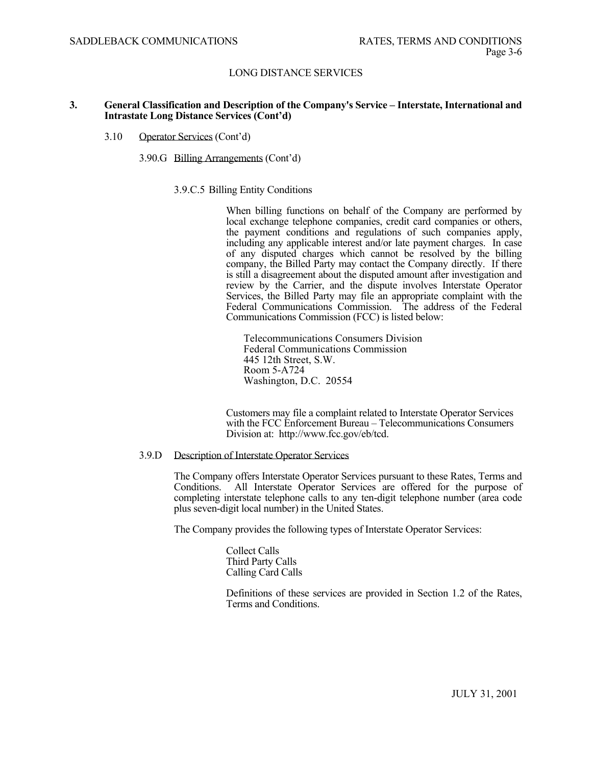## 3. General Classification and Description of the Company's Service – Interstate, International and Intrastate Long Distance Services (Cont'd)

3.10 Operator Services (Cont'd)

3.90.G Billing Arrangements (Cont'd)

3.9.C.5 Billing Entity Conditions

When billing functions on behalf of the Company are performed by local exchange telephone companies, credit card companies or others, the payment conditions and regulations of such companies apply, including any applicable interest and/or late payment charges. In case of any disputed charges which cannot be resolved by the billing company, the Billed Party may contact the Company directly. If there is still a disagreement about the disputed amount after investigation and review by the Carrier, and the dispute involves Interstate Operator Services, the Billed Party may file an appropriate complaint with the Federal Communications Commission. The address of the Federal Communications Commission (FCC) is listed below:

Telecommunications Consumers Division
Federal Communications Commission
445 12th Street, S.W.
Room 5-A724
Washington, D.C. 20554

Customers may file a complaint related to Interstate Operator Services with the FCC Enforcement Bureau – Telecommunications Consumers Division at: http://www.fcc.gov/eb/tcd.

3.9.D Description of Interstate Operator Services

The Company offers Interstate Operator Services pursuant to these Rates, Terms and Conditions. All Interstate Operator Services are offered for the purpose of completing interstate telephone calls to any ten-digit telephone number (area code plus seven-digit local number) in the United States.

The Company provides the following types of Interstate Operator Services:

Collect Calls
Third Party Calls
Calling Card Calls

Definitions of these services are provided in Section 1.2 of the Rates, Terms and Conditions.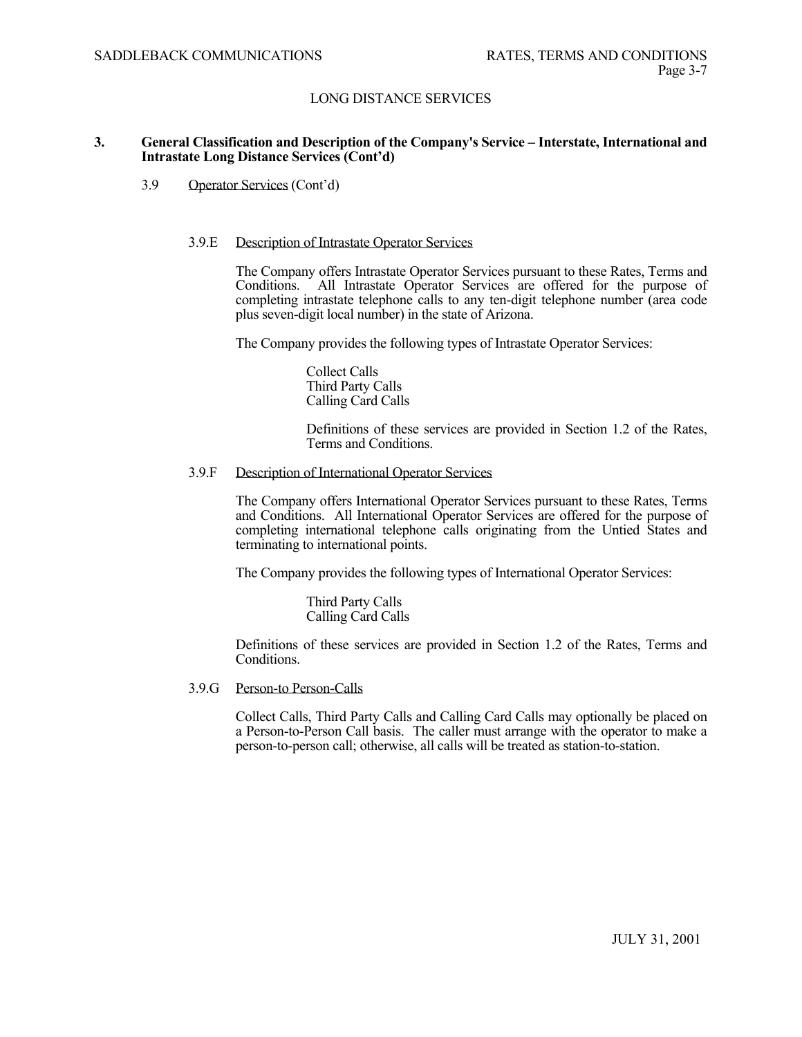## LONG DISTANCE SERVICES

### 3. General Classification and Description of the Company's Service – Interstate, International and Intrastate Long Distance Services (Cont'd)

3.9 Operator Services (Cont'd)

3.9.E Description of Intrastate Operator Services

The Company offers Intrastate Operator Services pursuant to these Rates, Terms and Conditions. All Intrastate Operator Services are offered for the purpose of completing intrastate telephone calls to any ten-digit telephone number (area code plus seven-digit local number) in the state of Arizona.

The Company provides the following types of Intrastate Operator Services:

Collect Calls
Third Party Calls
Calling Card Calls

Definitions of these services are provided in Section 1.2 of the Rates, Terms and Conditions.

3.9.F Description of International Operator Services

The Company offers International Operator Services pursuant to these Rates, Terms and Conditions. All International Operator Services are offered for the purpose of completing international telephone calls originating from the Untied States and terminating to international points.

The Company provides the following types of International Operator Services:

Third Party Calls
Calling Card Calls

Definitions of these services are provided in Section 1.2 of the Rates, Terms and Conditions.

3.9.G Person-to Person-Calls

Collect Calls, Third Party Calls and Calling Card Calls may optionally be placed on a Person-to-Person Call basis. The caller must arrange with the operator to make a person-to-person call; otherwise, all calls will be treated as station-to-station.

JULY 31, 2001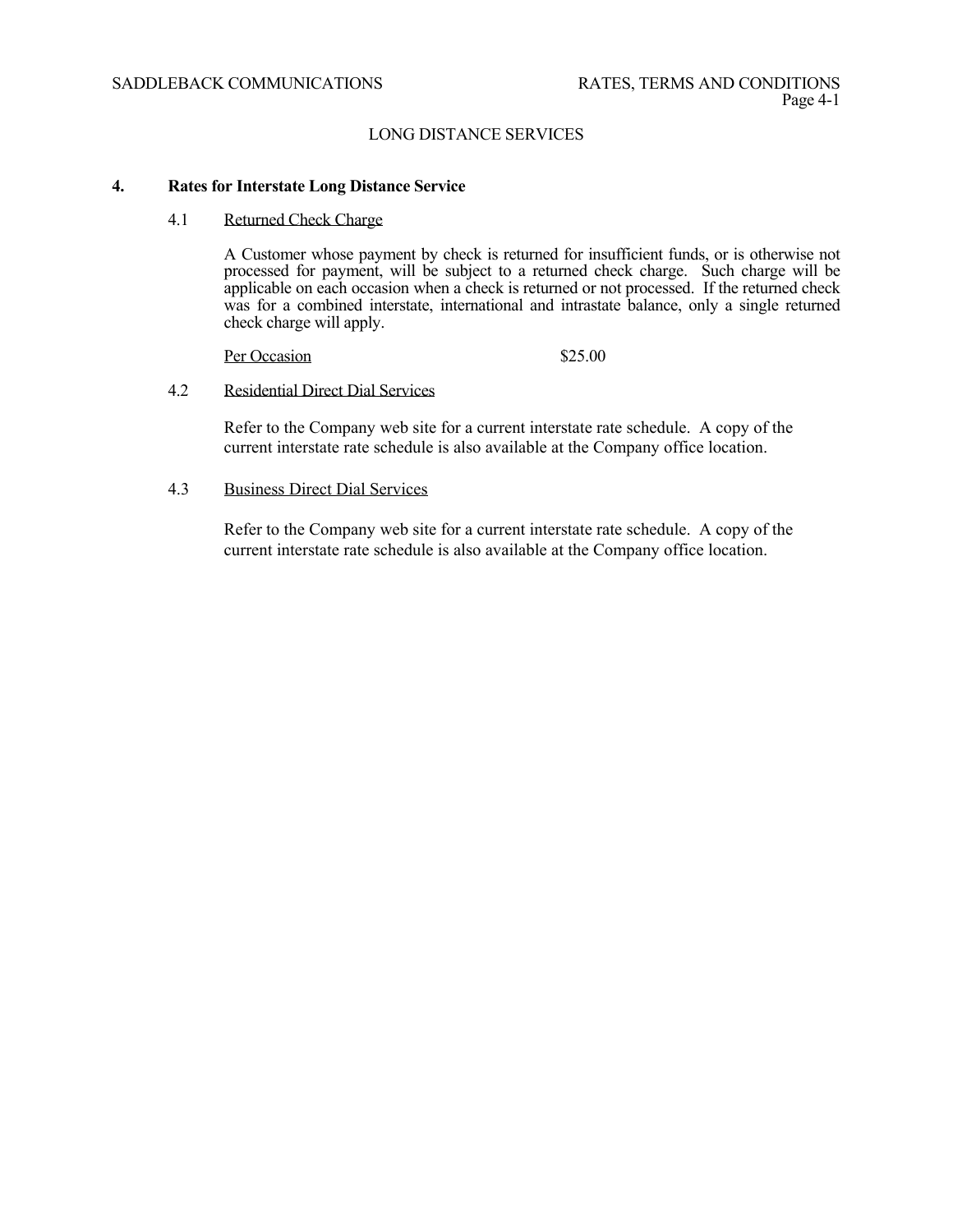LONG DISTANCE SERVICES

## 4. Rates for Interstate Long Distance Service

### 4.1 Returned Check Charge

A Customer whose payment by check is returned for insufficient funds, or is otherwise not processed for payment, will be subject to a returned check charge. Such charge will be applicable on each occasion when a check is returned or not processed. If the returned check was for a combined interstate, international and intrastate balance, only a single returned check charge will apply.

| Per Occasion | $25.00 |
|---|---|

### 4.2 Residential Direct Dial Services

Refer to the Company web site for a current interstate rate schedule. A copy of the current interstate rate schedule is also available at the Company office location.

### 4.3 Business Direct Dial Services

Refer to the Company web site for a current interstate rate schedule. A copy of the current interstate rate schedule is also available at the Company office location.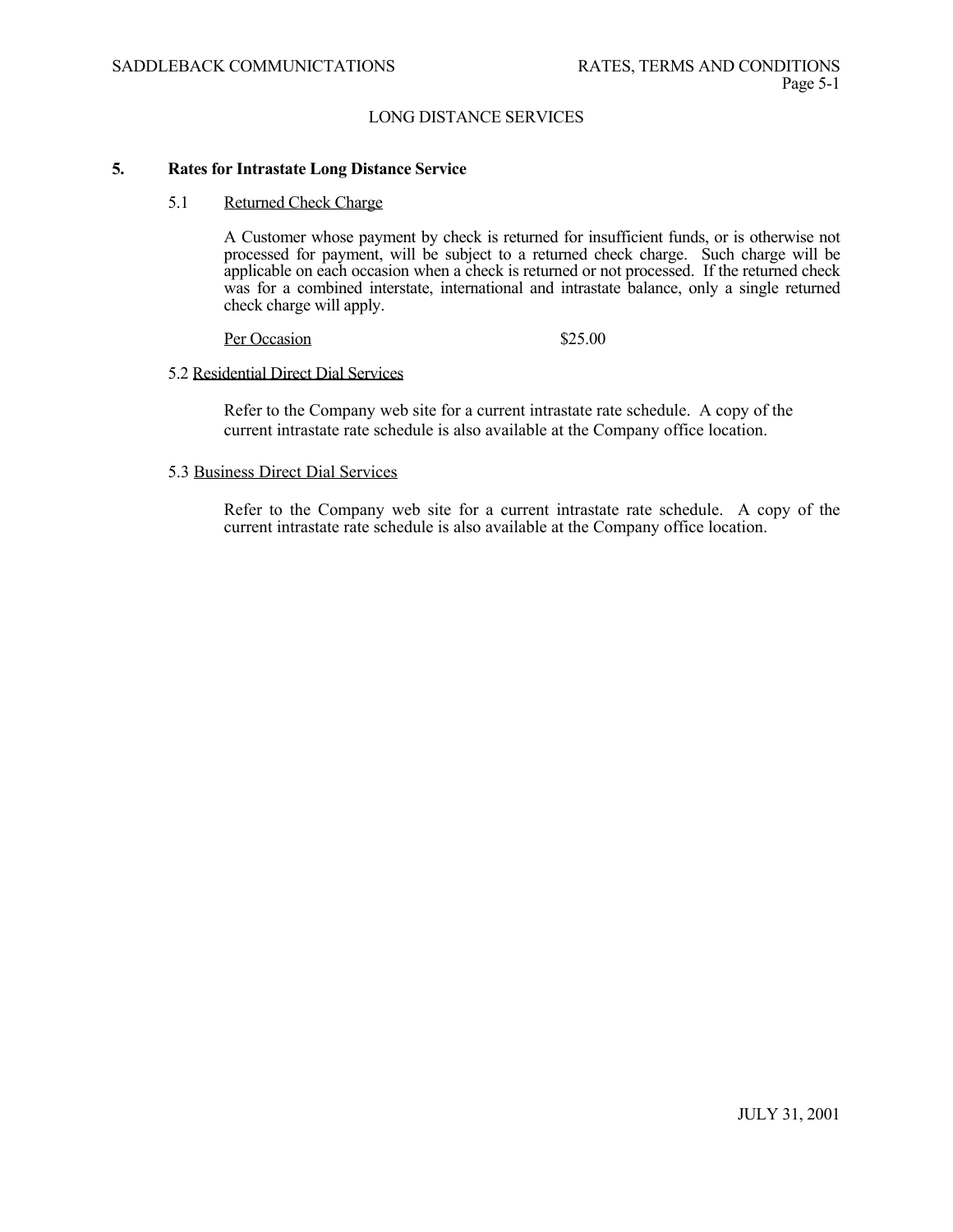## LONG DISTANCE SERVICES

### 5. Rates for Intrastate Long Distance Service

#### 5.1 Returned Check Charge

A Customer whose payment by check is returned for insufficient funds, or is otherwise not processed for payment, will be subject to a returned check charge. Such charge will be applicable on each occasion when a check is returned or not processed. If the returned check was for a combined interstate, international and intrastate balance, only a single returned check charge will apply.

Per Occasion $25.00

#### 5.2 Residential Direct Dial Services

Refer to the Company web site for a current intrastate rate schedule. A copy of the current intrastate rate schedule is also available at the Company office location.

#### 5.3 Business Direct Dial Services

Refer to the Company web site for a current intrastate rate schedule. A copy of the current intrastate rate schedule is also available at the Company office location.

JULY 31, 2001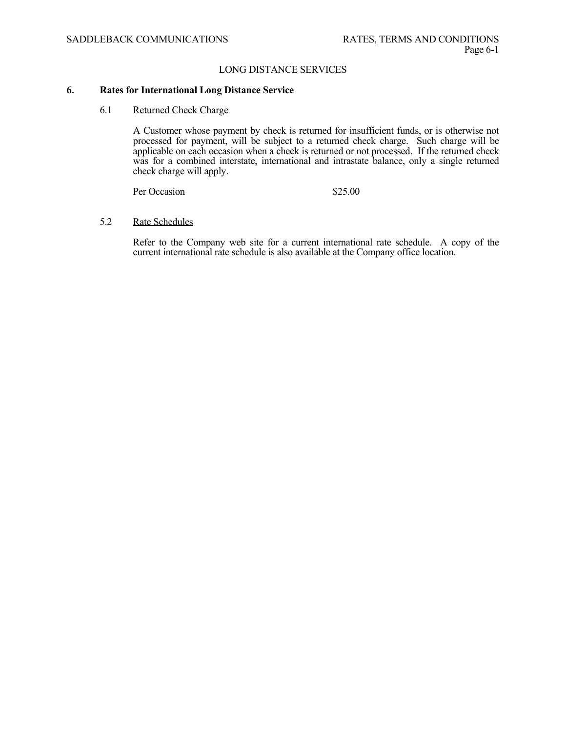LONG DISTANCE SERVICES

## 6. Rates for International Long Distance Service

### 6.1 Returned Check Charge

A Customer whose payment by check is returned for insufficient funds, or is otherwise not processed for payment, will be subject to a returned check charge. Such charge will be applicable on each occasion when a check is returned or not processed. If the returned check was for a combined interstate, international and intrastate balance, only a single returned check charge will apply.

| | |
|---|---|
| Per Occasion | $25.00 |

### 5.2 Rate Schedules

Refer to the Company web site for a current international rate schedule. A copy of the current international rate schedule is also available at the Company office location.